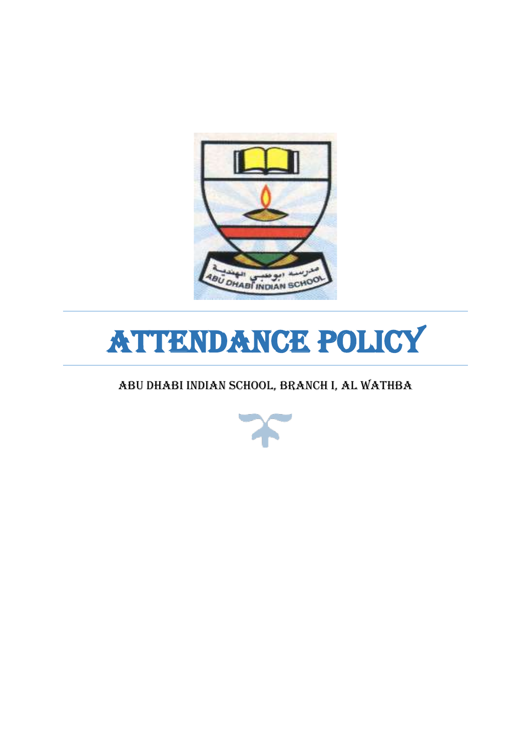# ATTENDANCE POLICY

## ABU DHABI INDIAN SCHOOL, BRANCH I, AL WATHBA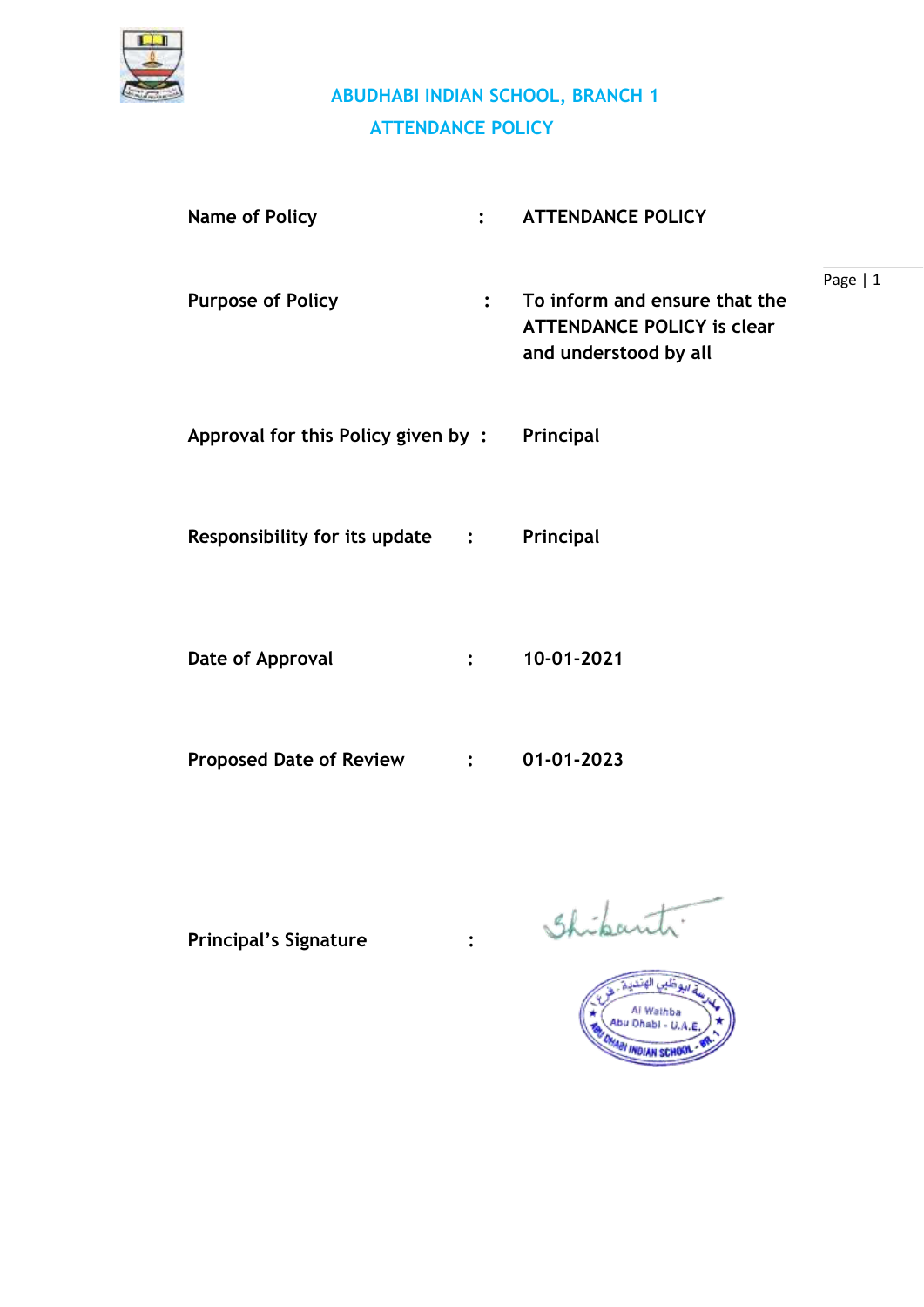# ABUDHABI INDIAN SCHOOL, BRANCH 1

## ATTENDANCE POLICY

| | | |
|---|---|---|
| **Name of Policy** | **:** | **ATTENDANCE POLICY** |
| **Purpose of Policy** | **:** | **To inform and ensure that the ATTENDANCE POLICY is clear and understood by all** |
| **Approval for this Policy given by** | **:** | **Principal** |
| **Responsibility for its update** | **:** | **Principal** |
| **Date of Approval** | **:** | **10-01-2021** |
| **Proposed Date of Review** | **:** | **01-01-2023** |
| **Principal's Signature** | **:** | |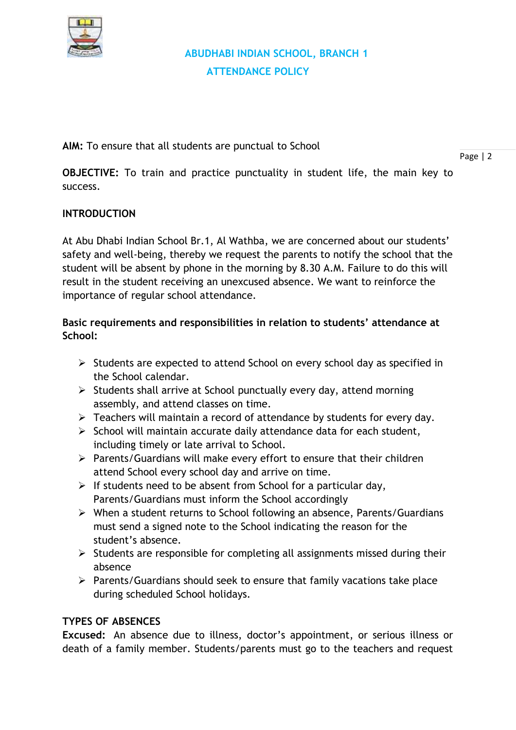# ABUDHABI INDIAN SCHOOL, BRANCH 1

## ATTENDANCE POLICY

**AIM:** To ensure that all students are punctual to School

**OBJECTIVE:** To train and practice punctuality in student life, the main key to success.

**INTRODUCTION**

At Abu Dhabi Indian School Br.1, Al Wathba, we are concerned about our students' safety and well-being, thereby we request the parents to notify the school that the student will be absent by phone in the morning by 8.30 A.M. Failure to do this will result in the student receiving an unexcused absence. We want to reinforce the importance of regular school attendance.

**Basic requirements and responsibilities in relation to students' attendance at School:**

- Students are expected to attend School on every school day as specified in the School calendar.
- Students shall arrive at School punctually every day, attend morning assembly, and attend classes on time.
- Teachers will maintain a record of attendance by students for every day.
- School will maintain accurate daily attendance data for each student, including timely or late arrival to School.
- Parents/Guardians will make every effort to ensure that their children attend School every school day and arrive on time.
- If students need to be absent from School for a particular day, Parents/Guardians must inform the School accordingly
- When a student returns to School following an absence, Parents/Guardians must send a signed note to the School indicating the reason for the student's absence.
- Students are responsible for completing all assignments missed during their absence
- Parents/Guardians should seek to ensure that family vacations take place during scheduled School holidays.

**TYPES OF ABSENCES**

**Excused:** An absence due to illness, doctor's appointment, or serious illness or death of a family member. Students/parents must go to the teachers and request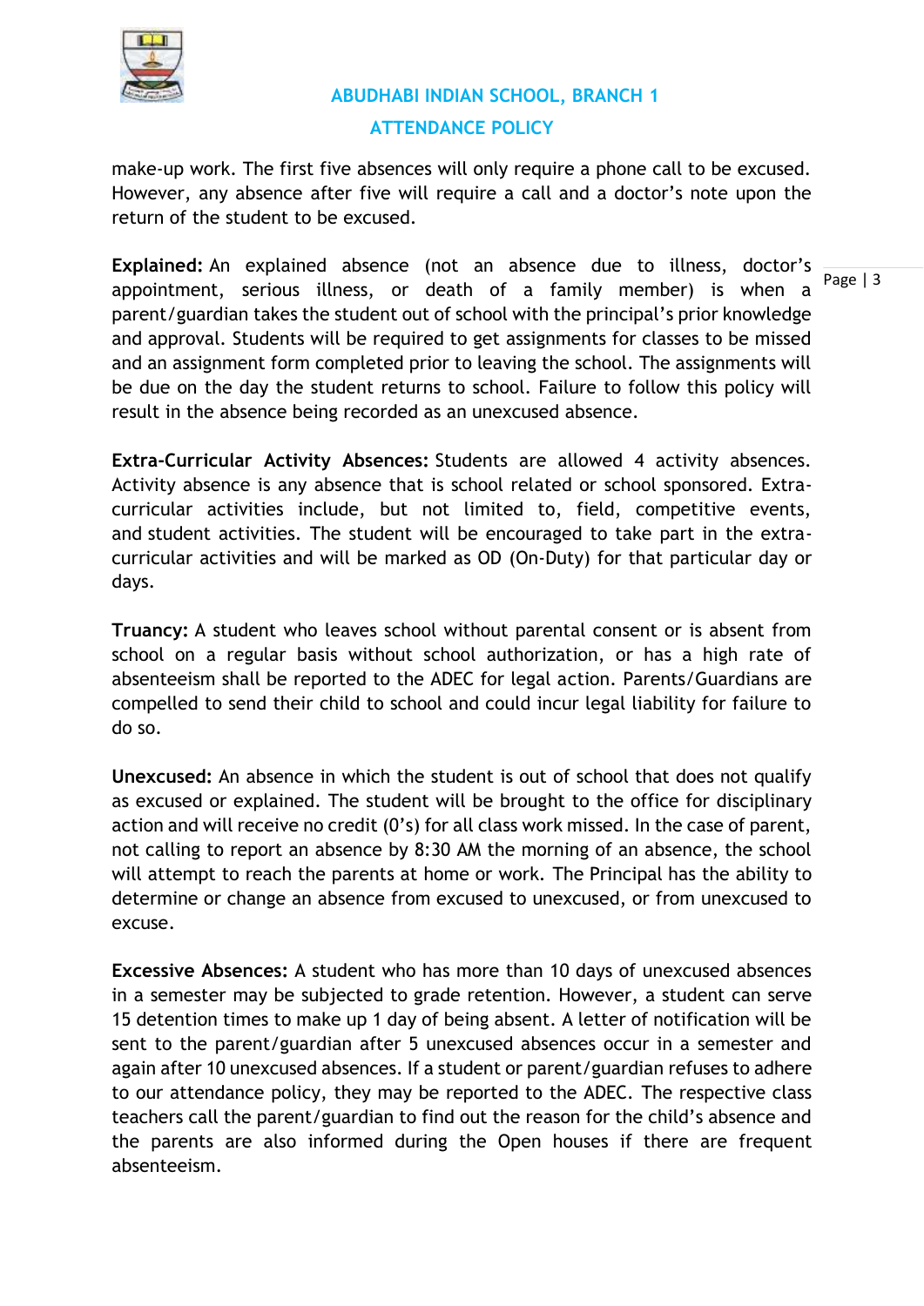make-up work. The first five absences will only require a phone call to be excused. However, any absence after five will require a call and a doctor's note upon the return of the student to be excused.

**Explained:** An explained absence (not an absence due to illness, doctor's appointment, serious illness, or death of a family member) is when a parent/guardian takes the student out of school with the principal's prior knowledge and approval. Students will be required to get assignments for classes to be missed and an assignment form completed prior to leaving the school. The assignments will be due on the day the student returns to school. Failure to follow this policy will result in the absence being recorded as an unexcused absence.

**Extra-Curricular Activity Absences:** Students are allowed 4 activity absences. Activity absence is any absence that is school related or school sponsored. Extra-curricular activities include, but not limited to, field, competitive events, and student activities. The student will be encouraged to take part in the extra-curricular activities and will be marked as OD (On-Duty) for that particular day or days.

**Truancy:** A student who leaves school without parental consent or is absent from school on a regular basis without school authorization, or has a high rate of absenteeism shall be reported to the ADEC for legal action. Parents/Guardians are compelled to send their child to school and could incur legal liability for failure to do so.

**Unexcused:** An absence in which the student is out of school that does not qualify as excused or explained. The student will be brought to the office for disciplinary action and will receive no credit (0's) for all class work missed. In the case of parent, not calling to report an absence by 8:30 AM the morning of an absence, the school will attempt to reach the parents at home or work. The Principal has the ability to determine or change an absence from excused to unexcused, or from unexcused to excuse.

**Excessive Absences:** A student who has more than 10 days of unexcused absences in a semester may be subjected to grade retention. However, a student can serve 15 detention times to make up 1 day of being absent. A letter of notification will be sent to the parent/guardian after 5 unexcused absences occur in a semester and again after 10 unexcused absences. If a student or parent/guardian refuses to adhere to our attendance policy, they may be reported to the ADEC. The respective class teachers call the parent/guardian to find out the reason for the child's absence and the parents are also informed during the Open houses if there are frequent absenteeism.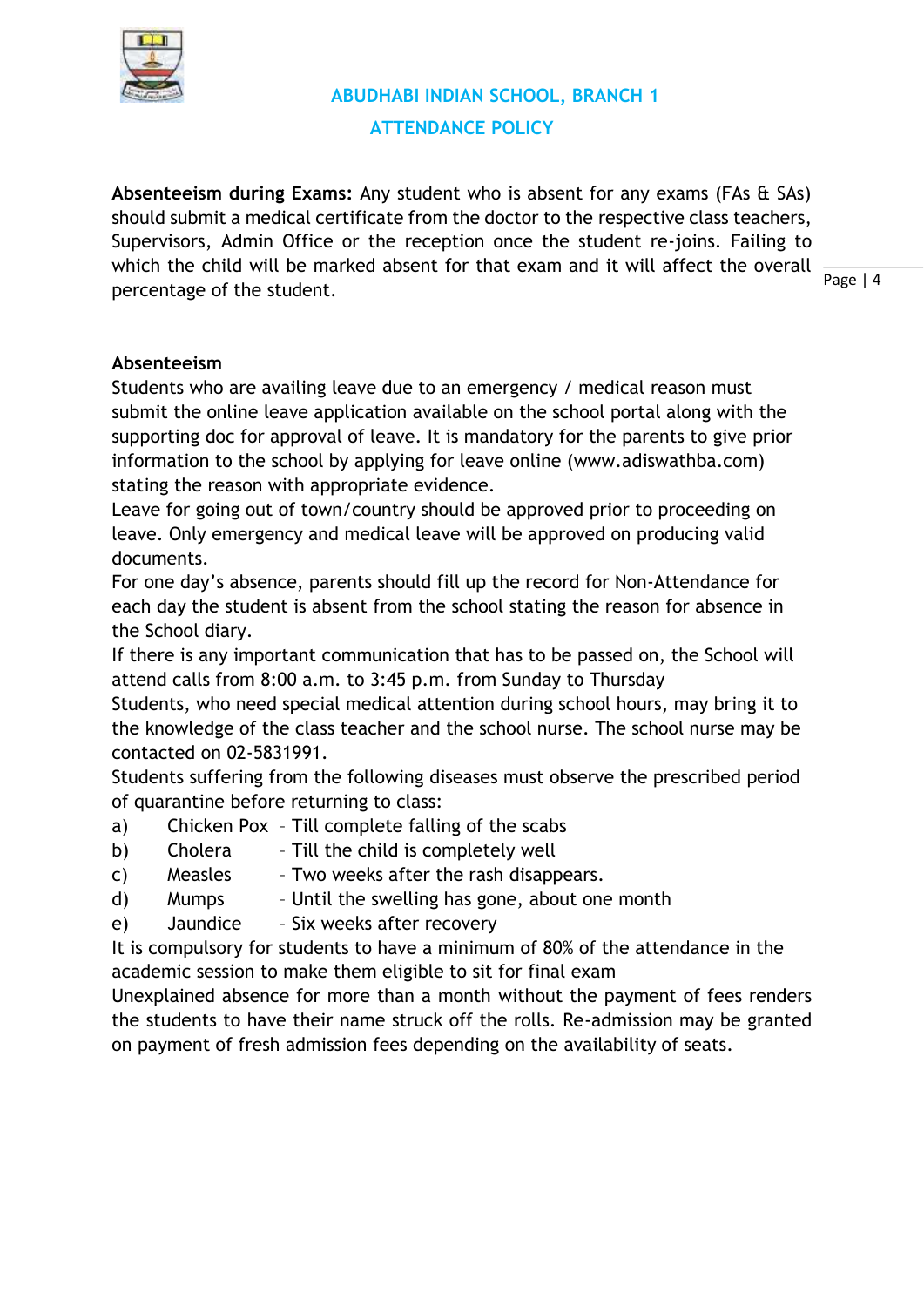## ABUDHABI INDIAN SCHOOL, BRANCH 1

## ATTENDANCE POLICY

**Absenteeism during Exams:** Any student who is absent for any exams (FAs & SAs) should submit a medical certificate from the doctor to the respective class teachers, Supervisors, Admin Office or the reception once the student re-joins. Failing to which the child will be marked absent for that exam and it will affect the overall percentage of the student.

**Absenteeism**

Students who are availing leave due to an emergency / medical reason must submit the online leave application available on the school portal along with the supporting doc for approval of leave. It is mandatory for the parents to give prior information to the school by applying for leave online (www.adiswathba.com) stating the reason with appropriate evidence.

Leave for going out of town/country should be approved prior to proceeding on leave. Only emergency and medical leave will be approved on producing valid documents.

For one day's absence, parents should fill up the record for Non-Attendance for each day the student is absent from the school stating the reason for absence in the School diary.

If there is any important communication that has to be passed on, the School will attend calls from 8:00 a.m. to 3:45 p.m. from Sunday to Thursday

Students, who need special medical attention during school hours, may bring it to the knowledge of the class teacher and the school nurse. The school nurse may be contacted on 02-5831991.

Students suffering from the following diseases must observe the prescribed period of quarantine before returning to class:

a) Chicken Pox - Till complete falling of the scabs
b) Cholera - Till the child is completely well
c) Measles - Two weeks after the rash disappears.
d) Mumps - Until the swelling has gone, about one month
e) Jaundice - Six weeks after recovery

It is compulsory for students to have a minimum of 80% of the attendance in the academic session to make them eligible to sit for final exam

Unexplained absence for more than a month without the payment of fees renders the students to have their name struck off the rolls. Re-admission may be granted on payment of fresh admission fees depending on the availability of seats.